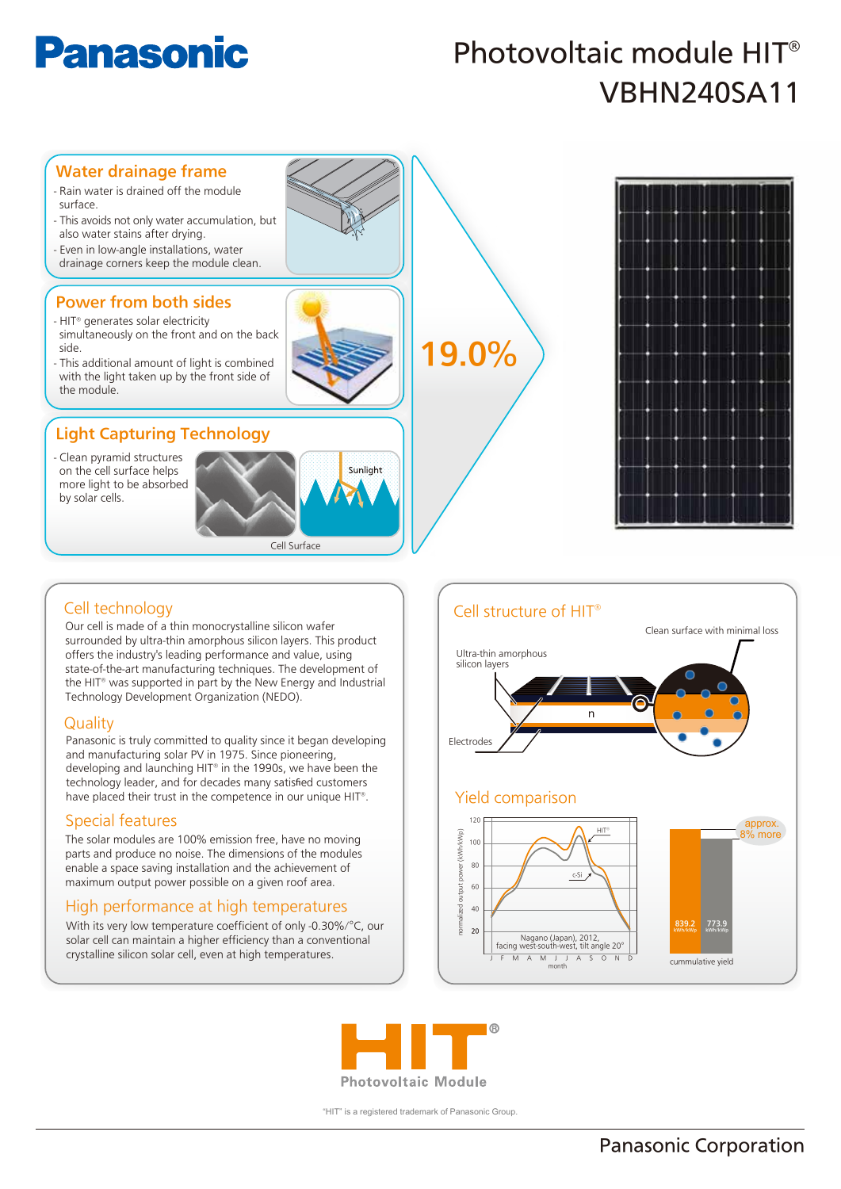# Panasonic

# Photovoltaic module HIT®
# VBHN240SA11

## Water drainage frame

- Rain water is drained off the module surface.
- This avoids not only water accumulation, but also water stains after drying.
- Even in low-angle installations, water drainage corners keep the module clean.

## Power from both sides

- HIT® generates solar electricity simultaneously on the front and on the back side.
- This additional amount of light is combined with the light taken up by the front side of the module.

## Light Capturing Technology

- Clean pyramid structures on the cell surface helps more light to be absorbed by solar cells.

Sunlight

Cell Surface

19.0%

## Cell technology

Our cell is made of a thin monocrystalline silicon wafer surrounded by ultra-thin amorphous silicon layers. This product offers the industry's leading performance and value, using state-of-the-art manufacturing techniques. The development of the HIT® was supported in part by the New Energy and Industrial Technology Development Organization (NEDO).

## Quality

Panasonic is truly committed to quality since it began developing and manufacturing solar PV in 1975. Since pioneering, developing and launching HIT® in the 1990s, we have been the technology leader, and for decades many satisfied customers have placed their trust in the competence in our unique HIT®.

## Special features

The solar modules are 100% emission free, have no moving parts and produce no noise. The dimensions of the modules enable a space saving installation and the achievement of maximum output power possible on a given roof area.

## High performance at high temperatures

With its very low temperature coefficient of only -0.30%/°C, our solar cell can maintain a higher efficiency than a conventional crystalline silicon solar cell, even at high temperatures.

## Cell structure of HIT®

Clean surface with minimal loss

Ultra-thin amorphous silicon layers

n

Electrodes

## Yield comparison

normalized output power (kWh/kWp)

120, 100, 80, 60, 40, 20

HIT®

c-Si

Nagano (Japan), 2012, facing west-south-west, tilt angle 20°

J F M A M J J A S O N D

month

approx. 8% more

839.2 kWh/kWp

773.9 kWh/kWp

cummulative yield

HIT® Photovoltaic Module

"HIT" is a registered trademark of Panasonic Group.

Panasonic Corporation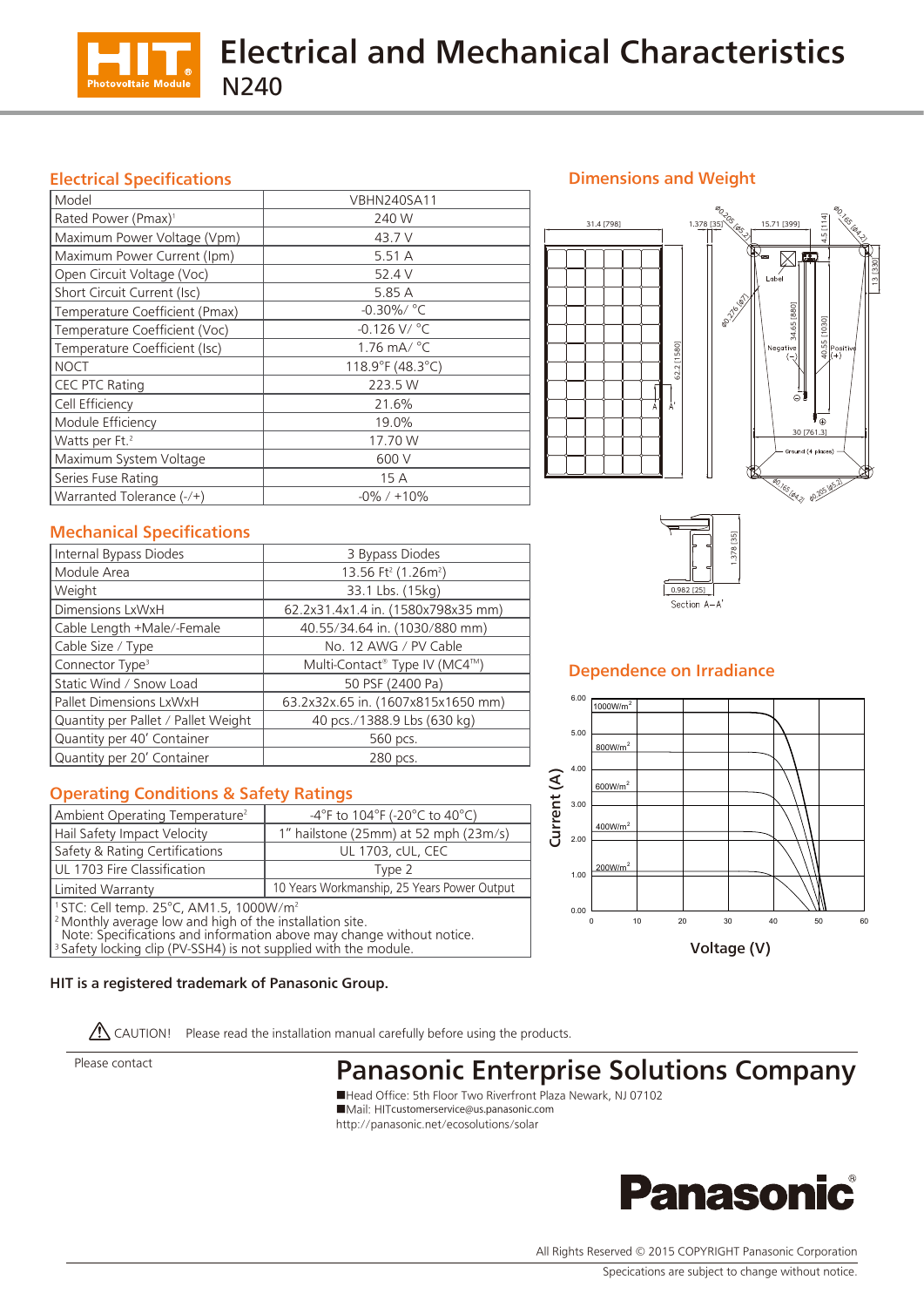# Electrical and Mechanical Characteristics

N240

## Electrical Specifications

| | |
|---|---|
| Model | VBHN240SA11 |
| Rated Power (Pmax)[1] | 240 W |
| Maximum Power Voltage (Vpm) | 43.7 V |
| Maximum Power Current (Ipm) | 5.51 A |
| Open Circuit Voltage (Voc) | 52.4 V |
| Short Circuit Current (Isc) | 5.85 A |
| Temperature Coefficient (Pmax) | -0.30%/ °C |
| Temperature Coefficient (Voc) | -0.126 V/ °C |
| Temperature Coefficient (Isc) | 1.76 mA/ °C |
| NOCT | 118.9°F (48.3°C) |
| CEC PTC Rating | 223.5 W |
| Cell Efficiency | 21.6% |
| Module Efficiency | 19.0% |
| Watts per Ft.[2] | 17.70 W |
| Maximum System Voltage | 600 V |
| Series Fuse Rating | 15 A |
| Warranted Tolerance (-/+) | -0% / +10% |

## Mechanical Specifications

| | |
|---|---|
| Internal Bypass Diodes | 3 Bypass Diodes |
| Module Area | 13.56 Ft² (1.26m²) |
| Weight | 33.1 Lbs. (15kg) |
| Dimensions LxWxH | 62.2x31.4x1.4 in. (1580x798x35 mm) |
| Cable Length +Male/-Female | 40.55/34.64 in. (1030/880 mm) |
| Cable Size / Type | No. 12 AWG / PV Cable |
| Connector Type[3] | Multi-Contact® Type IV (MC4™) |
| Static Wind / Snow Load | 50 PSF (2400 Pa) |
| Pallet Dimensions LxWxH | 63.2x32x.65 in. (1607x815x1650 mm) |
| Quantity per Pallet / Pallet Weight | 40 pcs./1388.9 Lbs (630 kg) |
| Quantity per 40' Container | 560 pcs. |
| Quantity per 20' Container | 280 pcs. |

## Operating Conditions & Safety Ratings

| | |
|---|---|
| Ambient Operating Temperature[2] | -4°F to 104°F (-20°C to 40°C) |
| Hail Safety Impact Velocity | 1" hailstone (25mm) at 52 mph (23m/s) |
| Safety & Rating Certifications | UL 1703, cUL, CEC |
| UL 1703 Fire Classification | Type 2 |
| Limited Warranty | 10 Years Workmanship, 25 Years Power Output |

[1] STC: Cell temp. 25°C, AM1.5, 1000W/m²
[2] Monthly average low and high of the installation site.
Note: Specifications and information above may change without notice.
[3] Safety locking clip (PV-SSH4) is not supplied with the module.

## Dimensions and Weight

31.4 [798]
1.378 [35]
Ø0.205 (Ø5.2)
15.71 [399]
Ø0.165 (Ø4.2)
4.5 [114]
13 [330]
Label
Ø0.276 (Ø7)
34.65 [880]
40.55 [1030]
Negative (−)
Positive (+)
62.2 [1580]
A
A'
30 [761.3]
Ground (4 places)
Ø0.165 (Ø4.2)
Ø0.205 (Ø5.2)

1.378 [35]
0.982 [25]
Section A−A'

## Dependence on Irradiance

Current (A)
6.00
5.00
4.00
3.00
2.00
1.00
0.00
1000W/m²
800W/m²
600W/m²
400W/m²
200W/m²
0 10 20 30 40 50 60
Voltage (V)

**HIT is a registered trademark of Panasonic Group.**

⚠ CAUTION! Please read the installation manual carefully before using the products.

Please contact

## Panasonic Enterprise Solutions Company

■Head Office: 5th Floor Two Riverfront Plaza Newark, NJ 07102
■Mail: HITcustomerservice@us.panasonic.com
http://panasonic.net/ecosolutions/solar

Panasonic

All Rights Reserved © 2015 COPYRIGHT Panasonic Corporation

Specications are subject to change without notice.